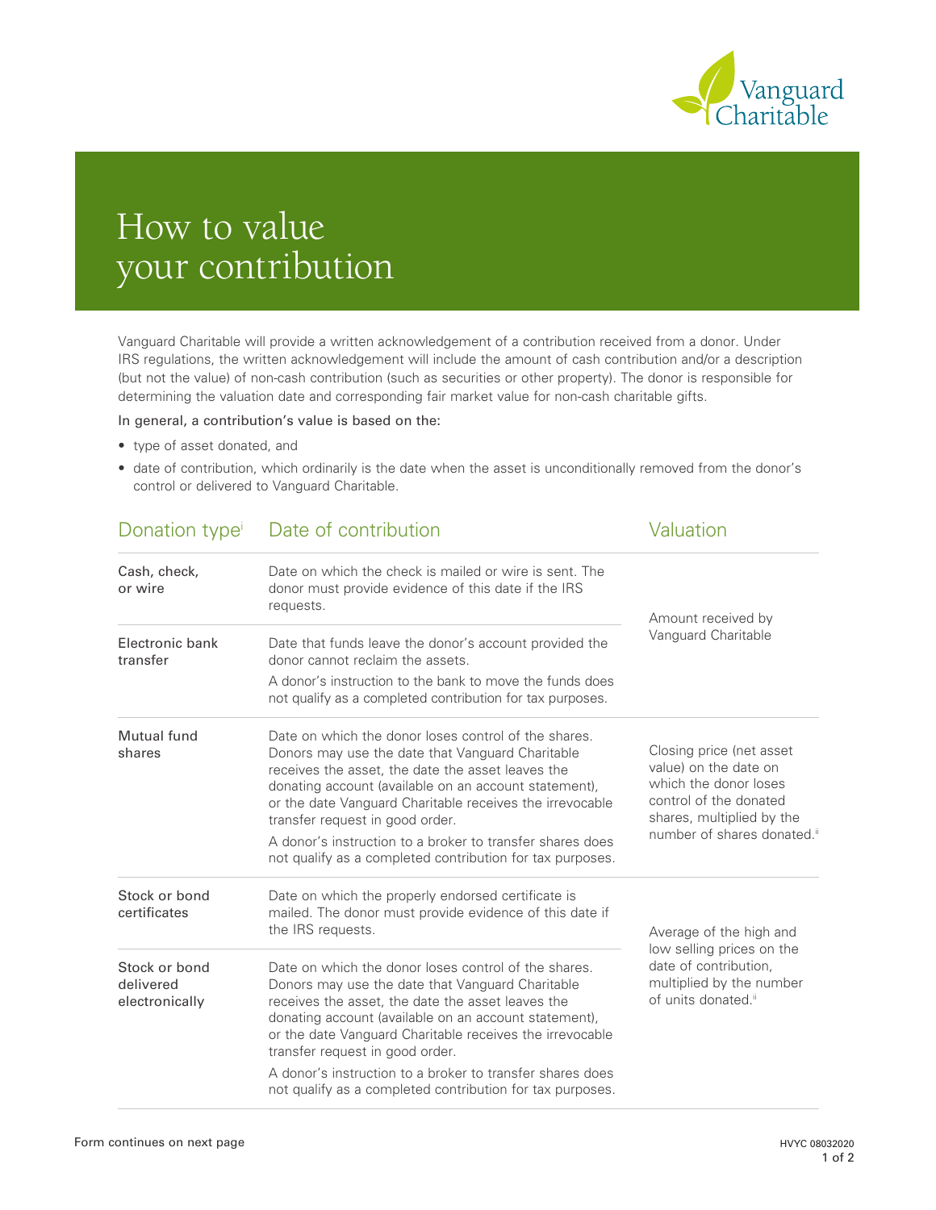Vanguard Charitable

# How to value your contribution

Vanguard Charitable will provide a written acknowledgement of a contribution received from a donor. Under IRS regulations, the written acknowledgement will include the amount of cash contribution and/or a description (but not the value) of non-cash contribution (such as securities or other property). The donor is responsible for determining the valuation date and corresponding fair market value for non-cash charitable gifts.

In general, a contribution's value is based on the:

- type of asset donated, and
- date of contribution, which ordinarily is the date when the asset is unconditionally removed from the donor's control or delivered to Vanguard Charitable.

| Donation type[i] | Date of contribution | Valuation |
|---|---|---|
| Cash, check, or wire | Date on which the check is mailed or wire is sent. The donor must provide evidence of this date if the IRS requests. | Amount received by Vanguard Charitable |
| Electronic bank transfer | Date that funds leave the donor's account provided the donor cannot reclaim the assets.<br>A donor's instruction to the bank to move the funds does not qualify as a completed contribution for tax purposes. | |
| Mutual fund shares | Date on which the donor loses control of the shares. Donors may use the date that Vanguard Charitable receives the asset, the date the asset leaves the donating account (available on an account statement), or the date Vanguard Charitable receives the irrevocable transfer request in good order.<br>A donor's instruction to a broker to transfer shares does not qualify as a completed contribution for tax purposes. | Closing price (net asset value) on the date on which the donor loses control of the donated shares, multiplied by the number of shares donated.[ii] |
| Stock or bond certificates | Date on which the properly endorsed certificate is mailed. The donor must provide evidence of this date if the IRS requests. | Average of the high and low selling prices on the date of contribution, multiplied by the number of units donated.[ii] |
| Stock or bond delivered electronically | Date on which the donor loses control of the shares. Donors may use the date that Vanguard Charitable receives the asset, the date the asset leaves the donating account (available on an account statement), or the date Vanguard Charitable receives the irrevocable transfer request in good order.<br>A donor's instruction to a broker to transfer shares does not qualify as a completed contribution for tax purposes. | |

Form continues on next page

HVYC 08032020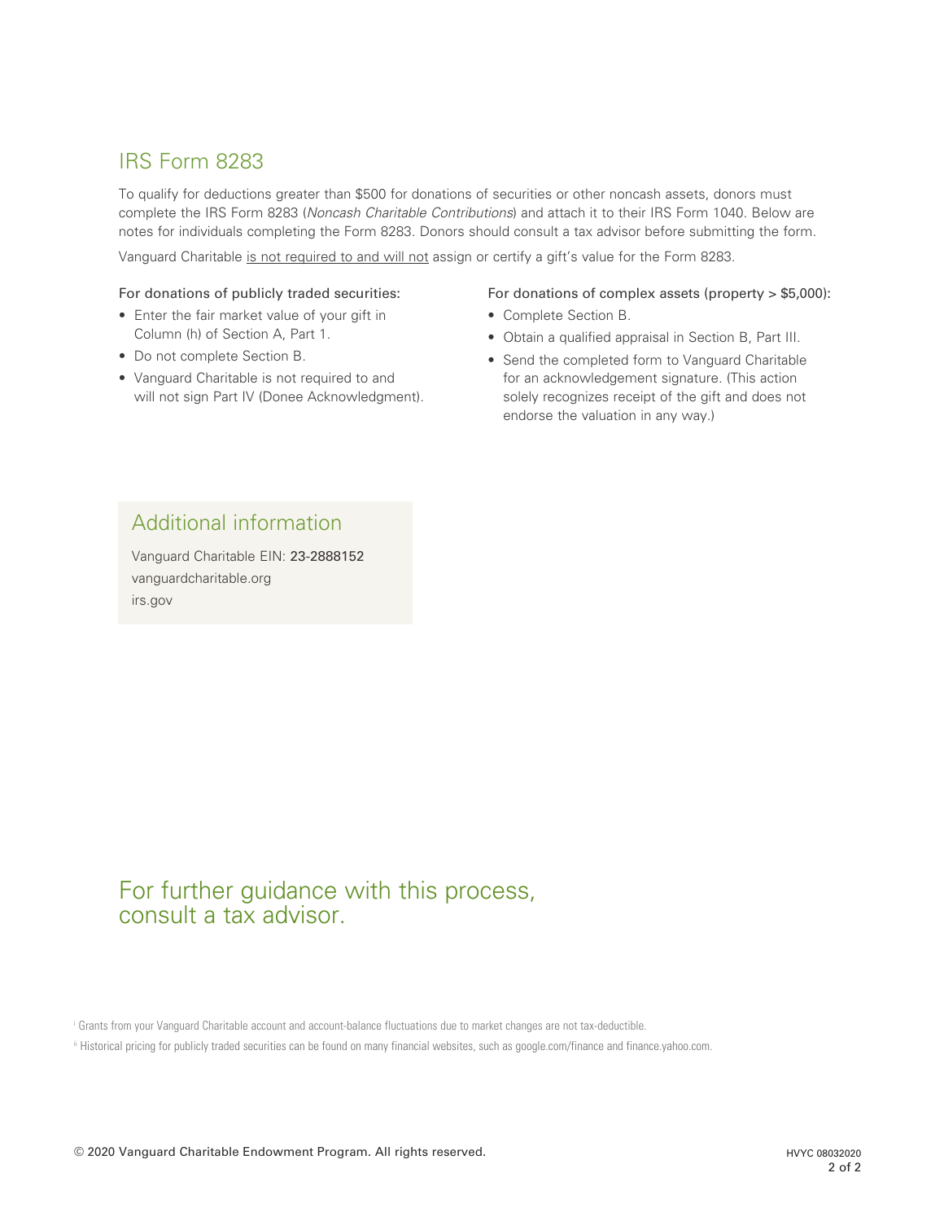## IRS Form 8283

To qualify for deductions greater than $500 for donations of securities or other noncash assets, donors must complete the IRS Form 8283 (*Noncash Charitable Contributions*) and attach it to their IRS Form 1040. Below are notes for individuals completing the Form 8283. Donors should consult a tax advisor before submitting the form.

Vanguard Charitable is not required to and will not assign or certify a gift's value for the Form 8283.

For donations of publicly traded securities:

- Enter the fair market value of your gift in Column (h) of Section A, Part 1.
- Do not complete Section B.
- Vanguard Charitable is not required to and will not sign Part IV (Donee Acknowledgment).

For donations of complex assets (property > $5,000):

- Complete Section B.
- Obtain a qualified appraisal in Section B, Part III.
- Send the completed form to Vanguard Charitable for an acknowledgement signature. (This action solely recognizes receipt of the gift and does not endorse the valuation in any way.)

## Additional information

Vanguard Charitable EIN: **23-2888152**
vanguardcharitable.org
irs.gov

## For further guidance with this process, consult a tax advisor.

[i] Grants from your Vanguard Charitable account and account-balance fluctuations due to market changes are not tax-deductible.

[ii] Historical pricing for publicly traded securities can be found on many financial websites, such as google.com/finance and finance.yahoo.com.

© 2020 Vanguard Charitable Endowment Program. All rights reserved.

HVYC 08032020